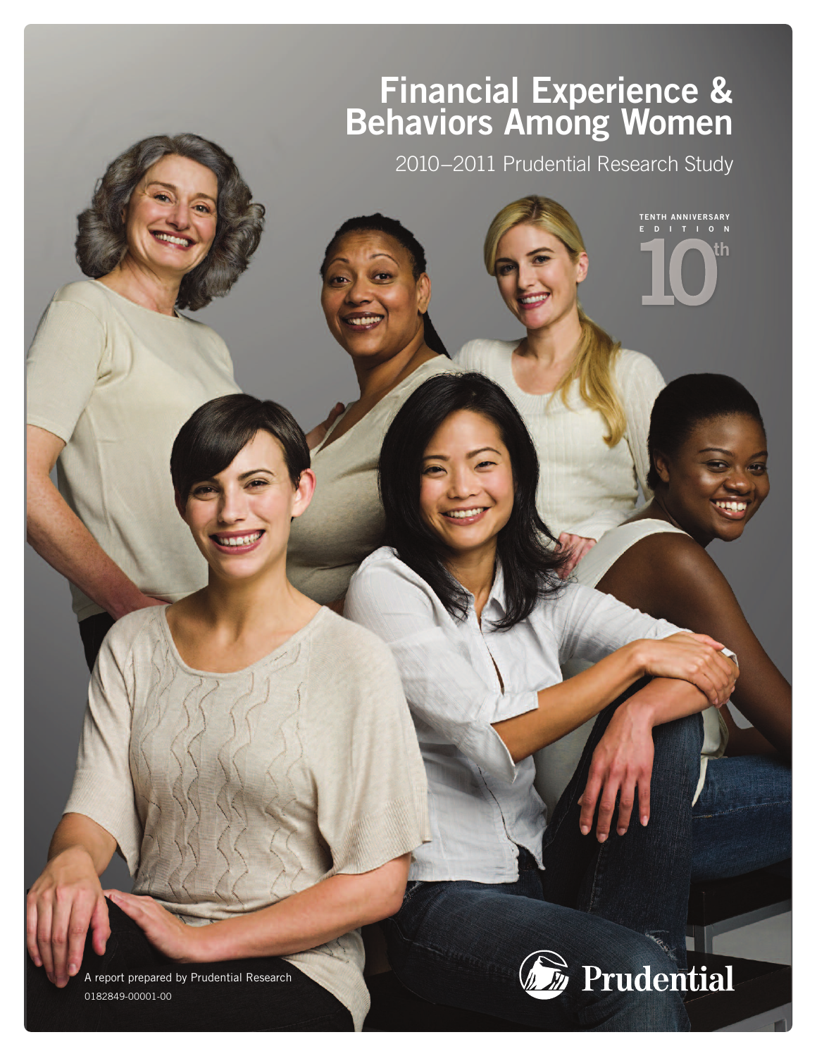# Financial Experience & Behaviors Among Women

2010–2011 Prudential Research Study

TENTH ANNIVERSARY EDITION

10th

A report prepared by Prudential Research

0182849-00001-00

Prudential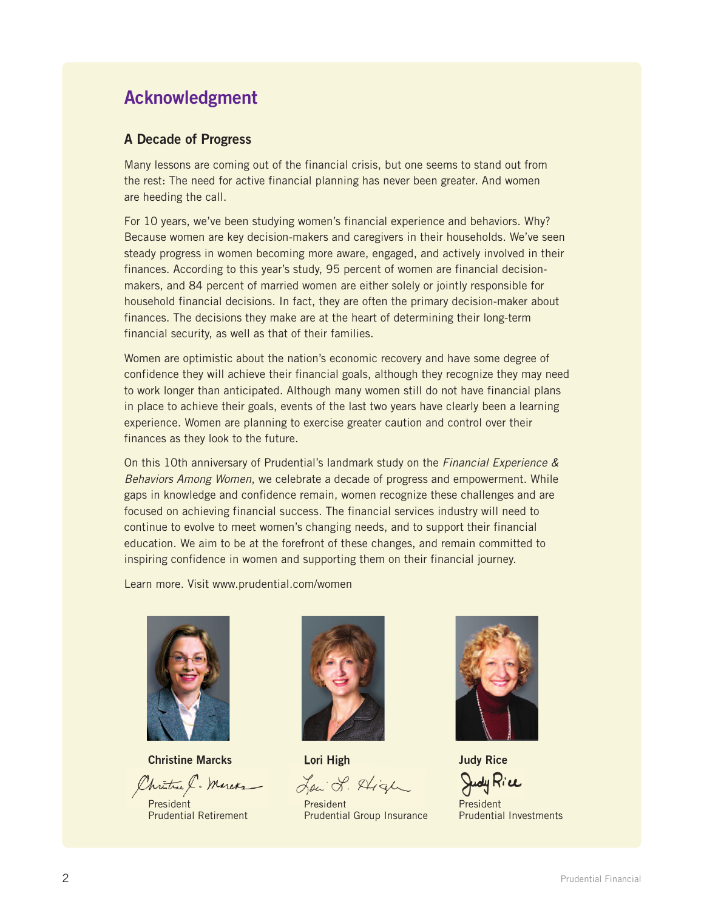## Acknowledgment

### A Decade of Progress

Many lessons are coming out of the financial crisis, but one seems to stand out from the rest: The need for active financial planning has never been greater. And women are heeding the call.

For 10 years, we've been studying women's financial experience and behaviors. Why? Because women are key decision-makers and caregivers in their households. We've seen steady progress in women becoming more aware, engaged, and actively involved in their finances. According to this year's study, 95 percent of women are financial decision-makers, and 84 percent of married women are either solely or jointly responsible for household financial decisions. In fact, they are often the primary decision-maker about finances. The decisions they make are at the heart of determining their long-term financial security, as well as that of their families.

Women are optimistic about the nation's economic recovery and have some degree of confidence they will achieve their financial goals, although they recognize they may need to work longer than anticipated. Although many women still do not have financial plans in place to achieve their goals, events of the last two years have clearly been a learning experience. Women are planning to exercise greater caution and control over their finances as they look to the future.

On this 10th anniversary of Prudential's landmark study on the *Financial Experience & Behaviors Among Women*, we celebrate a decade of progress and empowerment. While gaps in knowledge and confidence remain, women recognize these challenges and are focused on achieving financial success. The financial services industry will need to continue to evolve to meet women's changing needs, and to support their financial education. We aim to be at the forefront of these changes, and remain committed to inspiring confidence in women and supporting them on their financial journey.

Learn more. Visit www.prudential.com/women

**Christine Marcks**
President
Prudential Retirement

**Lori High**
President
Prudential Group Insurance

**Judy Rice**
President
Prudential Investments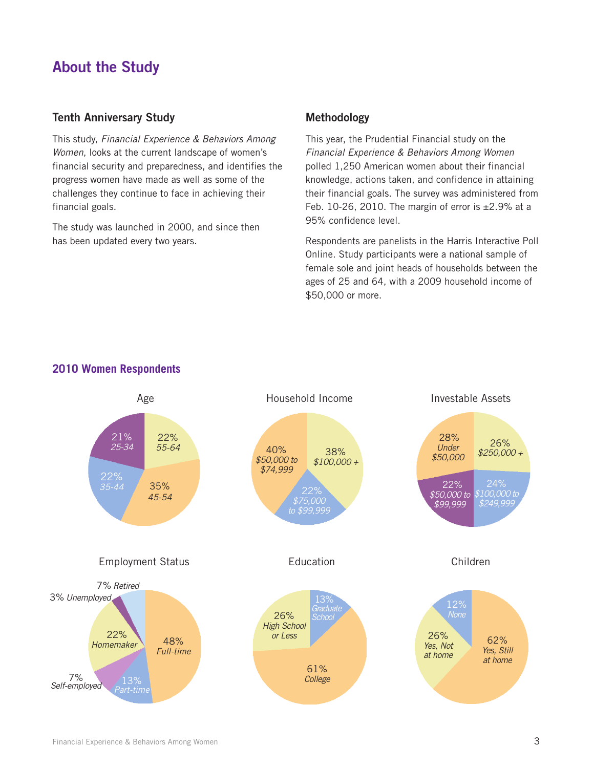# About the Study

## Tenth Anniversary Study

This study, *Financial Experience & Behaviors Among Women*, looks at the current landscape of women's financial security and preparedness, and identifies the progress women have made as well as some of the challenges they continue to face in achieving their financial goals.

The study was launched in 2000, and since then has been updated every two years.

## Methodology

This year, the Prudential Financial study on the *Financial Experience & Behaviors Among Women* polled 1,250 American women about their financial knowledge, actions taken, and confidence in attaining their financial goals. The survey was administered from Feb. 10-26, 2010. The margin of error is ±2.9% at a 95% confidence level.

Respondents are panelists in the Harris Interactive Poll Online. Study participants were a national sample of female sole and joint heads of households between the ages of 25 and 64, with a 2009 household income of $50,000 or more.

## 2010 Women Respondents

**Age**

- 22% 55-64
- 35% 45-54
- 22% 35-44
- 21% 25-34

**Household Income**

- 38% $100,000 +
- 22% $75,000 to $99,999
- 40% $50,000 to $74,999

**Investable Assets**

- 26% $250,000 +
- 24% $100,000 to $249,999
- 22% $50,000 to $99,999
- 28% Under $50,000

**Employment Status**

- 48% Full-time
- 13% Part-time
- 7% Self-employed
- 22% Homemaker
- 3% Unemployed
- 7% Retired

**Education**

- 13% Graduate School
- 61% College
- 26% High School or Less

**Children**

- 62% Yes, Still at home
- 26% Yes, Not at home
- 12% None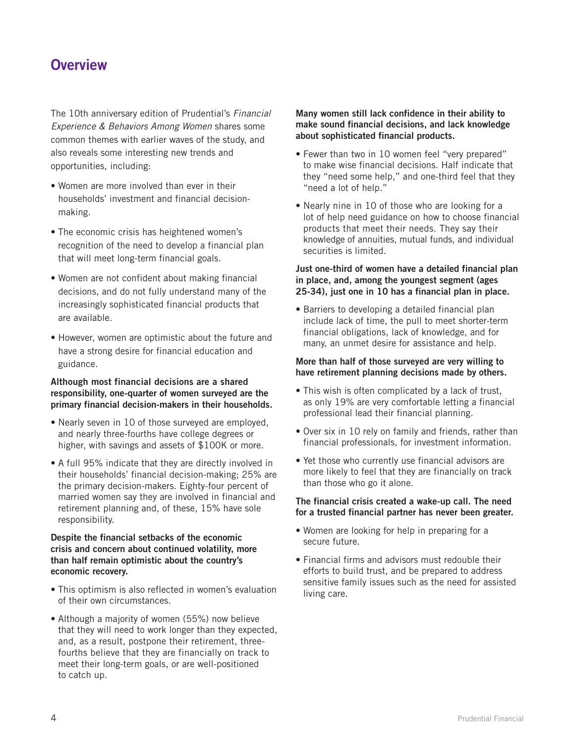## Overview

The 10th anniversary edition of Prudential's *Financial Experience & Behaviors Among Women* shares some common themes with earlier waves of the study, and also reveals some interesting new trends and opportunities, including:

- Women are more involved than ever in their households' investment and financial decision-making.
- The economic crisis has heightened women's recognition of the need to develop a financial plan that will meet long-term financial goals.
- Women are not confident about making financial decisions, and do not fully understand many of the increasingly sophisticated financial products that are available.
- However, women are optimistic about the future and have a strong desire for financial education and guidance.

**Although most financial decisions are a shared responsibility, one-quarter of women surveyed are the primary financial decision-makers in their households.**

- Nearly seven in 10 of those surveyed are employed, and nearly three-fourths have college degrees or higher, with savings and assets of $100K or more.
- A full 95% indicate that they are directly involved in their households' financial decision-making; 25% are the primary decision-makers. Eighty-four percent of married women say they are involved in financial and retirement planning and, of these, 15% have sole responsibility.

**Despite the financial setbacks of the economic crisis and concern about continued volatility, more than half remain optimistic about the country's economic recovery.**

- This optimism is also reflected in women's evaluation of their own circumstances.
- Although a majority of women (55%) now believe that they will need to work longer than they expected, and, as a result, postpone their retirement, three-fourths believe that they are financially on track to meet their long-term goals, or are well-positioned to catch up.

**Many women still lack confidence in their ability to make sound financial decisions, and lack knowledge about sophisticated financial products.**

- Fewer than two in 10 women feel "very prepared" to make wise financial decisions. Half indicate that they "need some help," and one-third feel that they "need a lot of help."
- Nearly nine in 10 of those who are looking for a lot of help need guidance on how to choose financial products that meet their needs. They say their knowledge of annuities, mutual funds, and individual securities is limited.

**Just one-third of women have a detailed financial plan in place, and, among the youngest segment (ages 25-34), just one in 10 has a financial plan in place.**

- Barriers to developing a detailed financial plan include lack of time, the pull to meet shorter-term financial obligations, lack of knowledge, and for many, an unmet desire for assistance and help.

**More than half of those surveyed are very willing to have retirement planning decisions made by others.**

- This wish is often complicated by a lack of trust, as only 19% are very comfortable letting a financial professional lead their financial planning.
- Over six in 10 rely on family and friends, rather than financial professionals, for investment information.
- Yet those who currently use financial advisors are more likely to feel that they are financially on track than those who go it alone.

**The financial crisis created a wake-up call. The need for a trusted financial partner has never been greater.**

- Women are looking for help in preparing for a secure future.
- Financial firms and advisors must redouble their efforts to build trust, and be prepared to address sensitive family issues such as the need for assisted living care.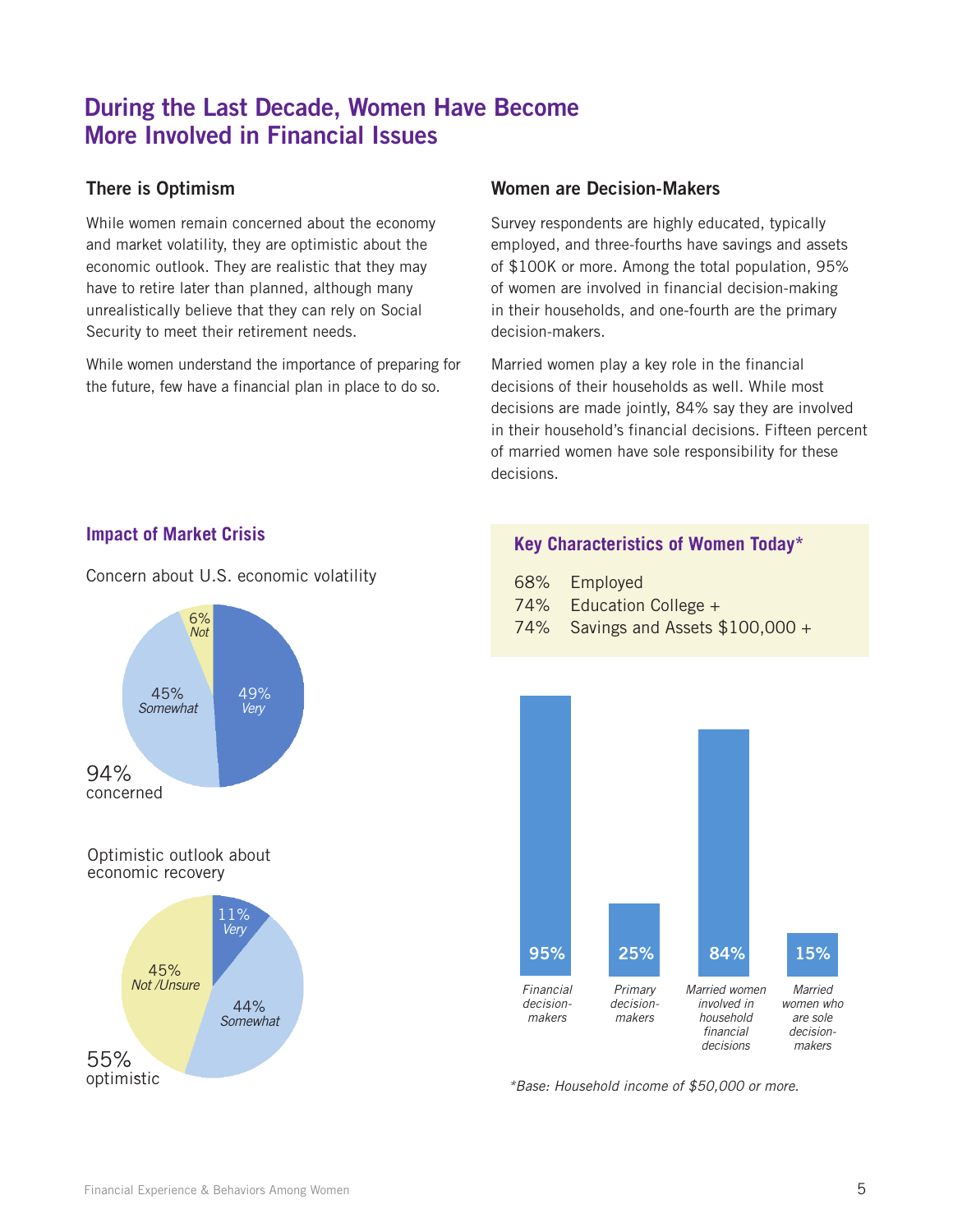# During the Last Decade, Women Have Become More Involved in Financial Issues

## There is Optimism

While women remain concerned about the economy and market volatility, they are optimistic about the economic outlook. They are realistic that they may have to retire later than planned, although many unrealistically believe that they can rely on Social Security to meet their retirement needs.

While women understand the importance of preparing for the future, few have a financial plan in place to do so.

## Women are Decision-Makers

Survey respondents are highly educated, typically employed, and three-fourths have savings and assets of $100K or more. Among the total population, 95% of women are involved in financial decision-making in their households, and one-fourth are the primary decision-makers.

Married women play a key role in the financial decisions of their households as well. While most decisions are made jointly, 84% say they are involved in their household's financial decisions. Fifteen percent of married women have sole responsibility for these decisions.

### Impact of Market Crisis

Concern about U.S. economic volatility

- 49% *Very*
- 45% *Somewhat*
- 6% *Not*

94% concerned

Optimistic outlook about economic recovery

- 11% *Very*
- 44% *Somewhat*
- 45% *Not /Unsure*

55% optimistic

### Key Characteristics of Women Today*

| | |
|---|---|
| 68% | Employed |
| 74% | Education College + |
| 74% | Savings and Assets $100,000 + |

| *Financial decision-makers* | *Primary decision-makers* | *Married women involved in household financial decisions* | *Married women who are sole decision-makers* |
|---|---|---|---|
| 95% | 25% | 84% | 15% |

*\*Base: Household income of $50,000 or more.*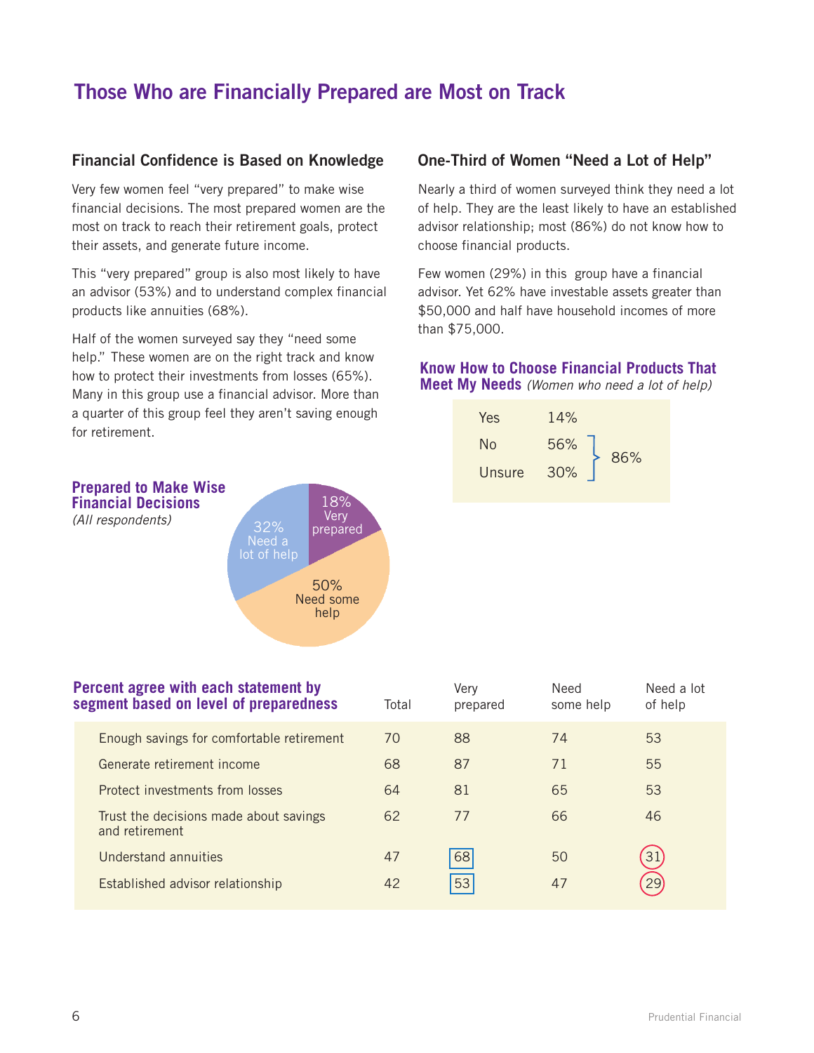# Those Who are Financially Prepared are Most on Track

## Financial Confidence is Based on Knowledge

Very few women feel "very prepared" to make wise financial decisions. The most prepared women are the most on track to reach their retirement goals, protect their assets, and generate future income.

This "very prepared" group is also most likely to have an advisor (53%) and to understand complex financial products like annuities (68%).

Half of the women surveyed say they "need some help." These women are on the right track and know how to protect their investments from losses (65%). Many in this group use a financial advisor. More than a quarter of this group feel they aren't saving enough for retirement.

**Prepared to Make Wise Financial Decisions** *(All respondents)*

| Segment | Percent |
|---|---|
| Very prepared | 18% |
| Need some help | 50% |
| Need a lot of help | 32% |

## One-Third of Women "Need a Lot of Help"

Nearly a third of women surveyed think they need a lot of help. They are the least likely to have an established advisor relationship; most (86%) do not know how to choose financial products.

Few women (29%) in this group have a financial advisor. Yet 62% have investable assets greater than $50,000 and half have household incomes of more than $75,000.

**Know How to Choose Financial Products That Meet My Needs** *(Women who need a lot of help)*

| Response | Percent | |
|---|---|---|
| Yes | 14% | |
| No | 56% | 86% |
| Unsure | 30% | |

**Percent agree with each statement by segment based on level of preparedness**

| Statement | Total | Very prepared | Need some help | Need a lot of help |
|---|---|---|---|---|
| Enough savings for comfortable retirement | 70 | 88 | 74 | 53 |
| Generate retirement income | 68 | 87 | 71 | 55 |
| Protect investments from losses | 64 | 81 | 65 | 53 |
| Trust the decisions made about savings and retirement | 62 | 77 | 66 | 46 |
| Understand annuities | 47 | 68 | 50 | 31 |
| Established advisor relationship | 42 | 53 | 47 | 29 |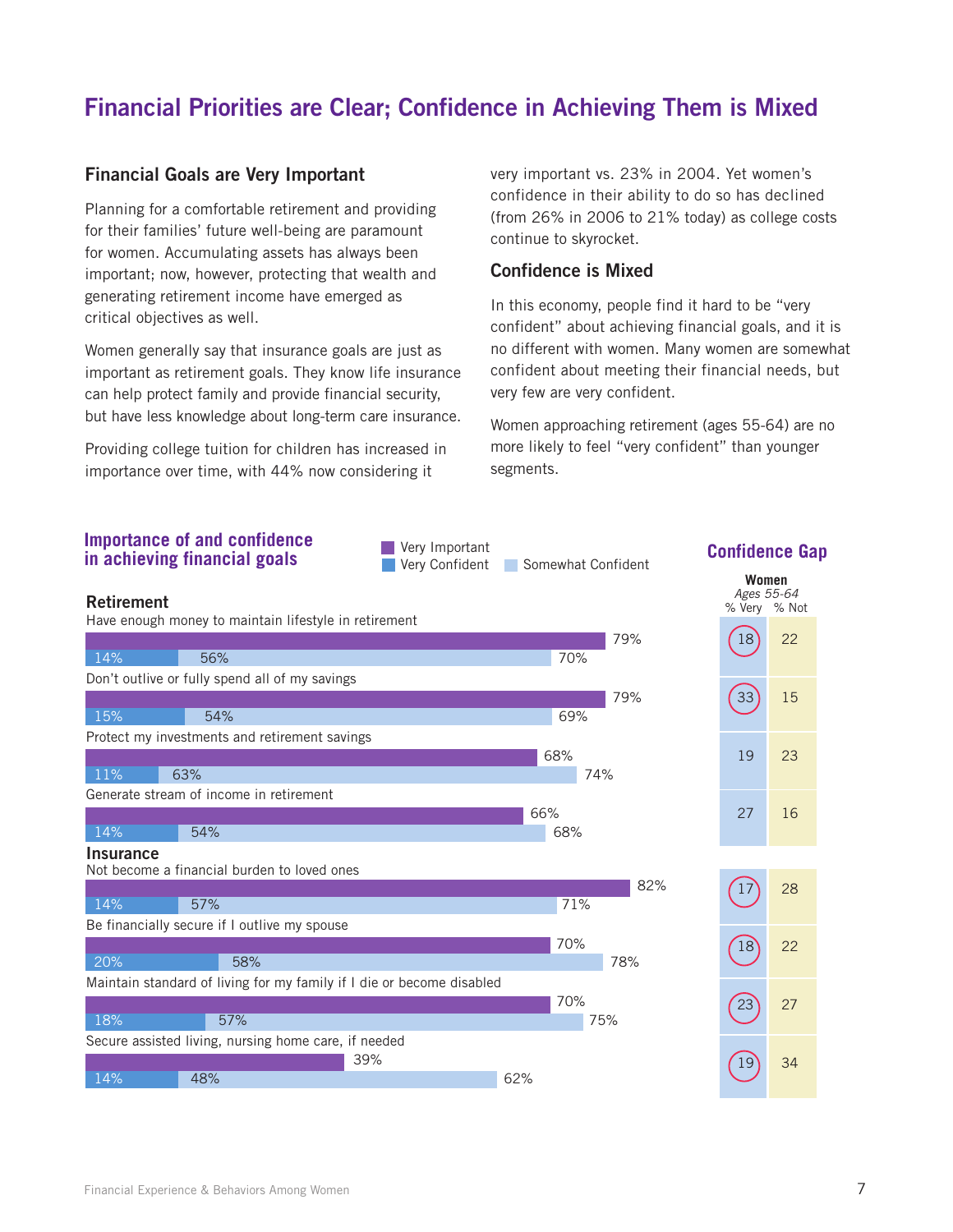# Financial Priorities are Clear; Confidence in Achieving Them is Mixed

## Financial Goals are Very Important

Planning for a comfortable retirement and providing for their families' future well-being are paramount for women. Accumulating assets has always been important; now, however, protecting that wealth and generating retirement income have emerged as critical objectives as well.

Women generally say that insurance goals are just as important as retirement goals. They know life insurance can help protect family and provide financial security, but have less knowledge about long-term care insurance.

Providing college tuition for children has increased in importance over time, with 44% now considering it very important vs. 23% in 2004. Yet women's confidence in their ability to do so has declined (from 26% in 2006 to 21% today) as college costs continue to skyrocket.

## Confidence is Mixed

In this economy, people find it hard to be "very confident" about achieving financial goals, and it is no different with women. Many women are somewhat confident about meeting their financial needs, but very few are very confident.

Women approaching retirement (ages 55-64) are no more likely to feel "very confident" than younger segments.

### Importance of and confidence in achieving financial goals

| Goal | Very Important | Very Confident | Somewhat Confident | Total Confident | Confidence Gap – Women Ages 55-64: % Very | Confidence Gap – Women Ages 55-64: % Not |
|---|---|---|---|---|---|---|
| **Retirement** | | | | | | |
| Have enough money to maintain lifestyle in retirement | 79% | 14% | 56% | 70% | 18 | 22 |
| Don't outlive or fully spend all of my savings | 79% | 15% | 54% | 69% | 33 | 15 |
| Protect my investments and retirement savings | 68% | 11% | 63% | 74% | 19 | 23 |
| Generate stream of income in retirement | 66% | 14% | 54% | 68% | 27 | 16 |
| **Insurance** | | | | | | |
| Not become a financial burden to loved ones | 82% | 14% | 57% | 71% | 17 | 28 |
| Be financially secure if I outlive my spouse | 70% | 20% | 58% | 78% | 18 | 22 |
| Maintain standard of living for my family if I die or become disabled | 70% | 18% | 57% | 75% | 23 | 27 |
| Secure assisted living, nursing home care, if needed | 39% | 14% | 48% | 62% | 19 | 34 |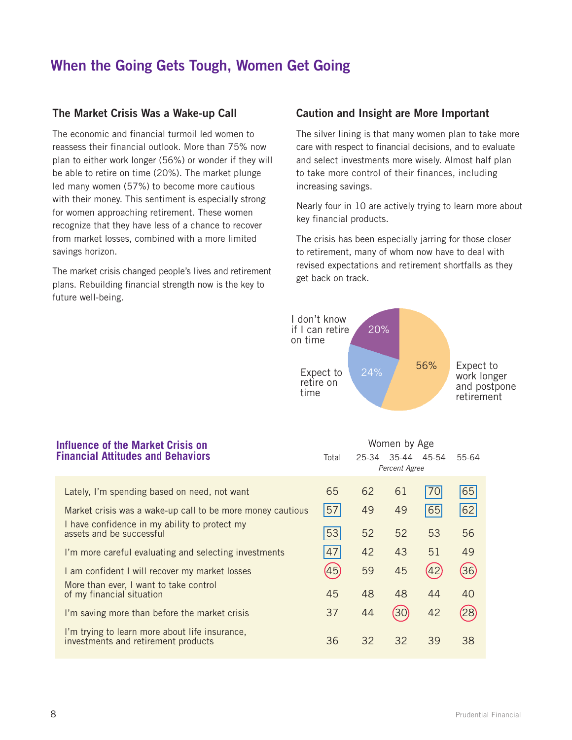# When the Going Gets Tough, Women Get Going

## The Market Crisis Was a Wake-up Call

The economic and financial turmoil led women to reassess their financial outlook. More than 75% now plan to either work longer (56%) or wonder if they will be able to retire on time (20%). The market plunge led many women (57%) to become more cautious with their money. This sentiment is especially strong for women approaching retirement. These women recognize that they have less of a chance to recover from market losses, combined with a more limited savings horizon.

The market crisis changed people's lives and retirement plans. Rebuilding financial strength now is the key to future well-being.

## Caution and Insight are More Important

The silver lining is that many women plan to take more care with respect to financial decisions, and to evaluate and select investments more wisely. Almost half plan to take more control of their finances, including increasing savings.

Nearly four in 10 are actively trying to learn more about key financial products.

The crisis has been especially jarring for those closer to retirement, many of whom now have to deal with revised expectations and retirement shortfalls as they get back on track.

| Response | Percent |
|---|---|
| Expect to work longer and postpone retirement | 56% |
| Expect to retire on time | 24% |
| I don't know if I can retire on time | 20% |

### Influence of the Market Crisis on Financial Attitudes and Behaviors

| | Total | Women by Age 25-34 | 35-44 | 45-54 | 55-64 |
|---|---|---|---|---|---|
| | | *Percent Agree* | | | |
| Lately, I'm spending based on need, not want | 65 | 62 | 61 | 70 | 65 |
| Market crisis was a wake-up call to be more money cautious | 57 | 49 | 49 | 65 | 62 |
| I have confidence in my ability to protect my assets and be successful | 53 | 52 | 52 | 53 | 56 |
| I'm more careful evaluating and selecting investments | 47 | 42 | 43 | 51 | 49 |
| I am confident I will recover my market losses | 45 | 59 | 45 | 42 | 36 |
| More than ever, I want to take control of my financial situation | 45 | 48 | 48 | 44 | 40 |
| I'm saving more than before the market crisis | 37 | 44 | 30 | 42 | 28 |
| I'm trying to learn more about life insurance, investments and retirement products | 36 | 32 | 32 | 39 | 38 |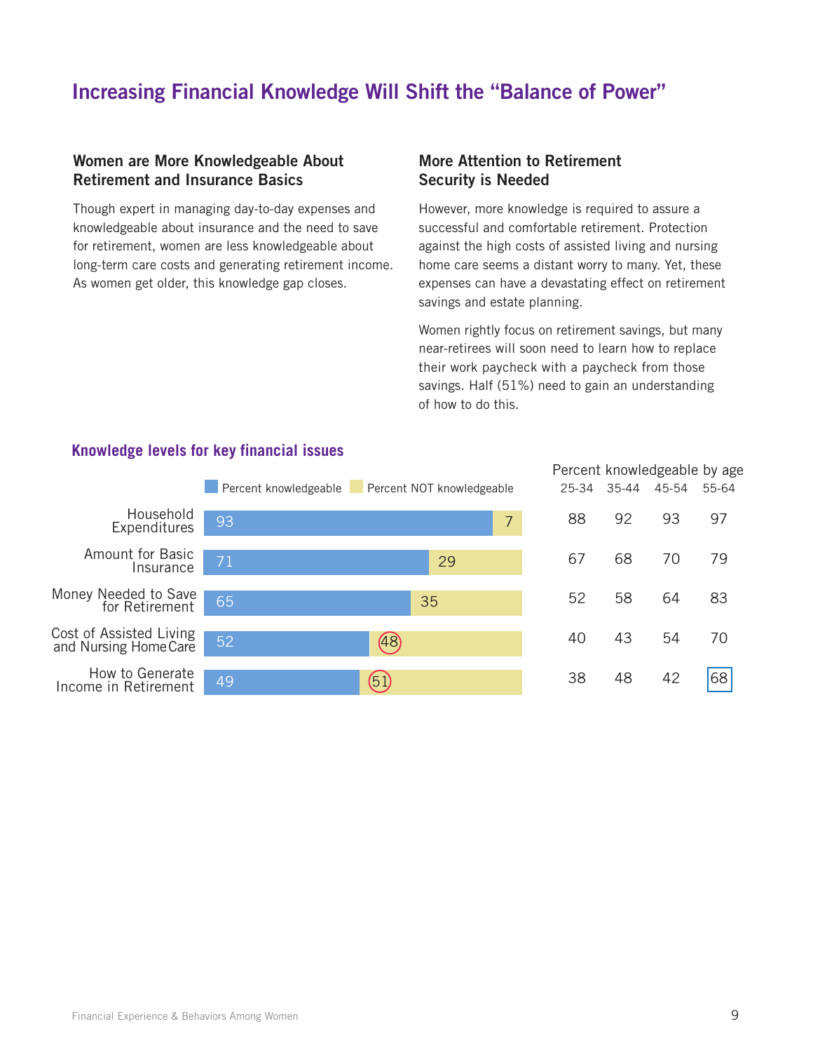# Increasing Financial Knowledge Will Shift the "Balance of Power"

### Women are More Knowledgeable About Retirement and Insurance Basics

Though expert in managing day-to-day expenses and knowledgeable about insurance and the need to save for retirement, women are less knowledgeable about long-term care costs and generating retirement income. As women get older, this knowledge gap closes.

### More Attention to Retirement Security is Needed

However, more knowledge is required to assure a successful and comfortable retirement. Protection against the high costs of assisted living and nursing home care seems a distant worry to many. Yet, these expenses can have a devastating effect on retirement savings and estate planning.

Women rightly focus on retirement savings, but many near-retirees will soon need to learn how to replace their work paycheck with a paycheck from those savings. Half (51%) need to gain an understanding of how to do this.

## Knowledge levels for key financial issues

| | Percent knowledgeable | Percent NOT knowledgeable | Percent knowledgeable by age | | | |
|---|---|---|---|---|---|---|
| | | | 25-34 | 35-44 | 45-54 | 55-64 |
| Household Expenditures | 93 | 7 | 88 | 92 | 93 | 97 |
| Amount for Basic Insurance | 71 | 29 | 67 | 68 | 70 | 79 |
| Money Needed to Save for Retirement | 65 | 35 | 52 | 58 | 64 | 83 |
| Cost of Assisted Living and Nursing Home Care | 52 | 48 | 40 | 43 | 54 | 70 |
| How to Generate Income in Retirement | 49 | 51 | 38 | 48 | 42 | 68 |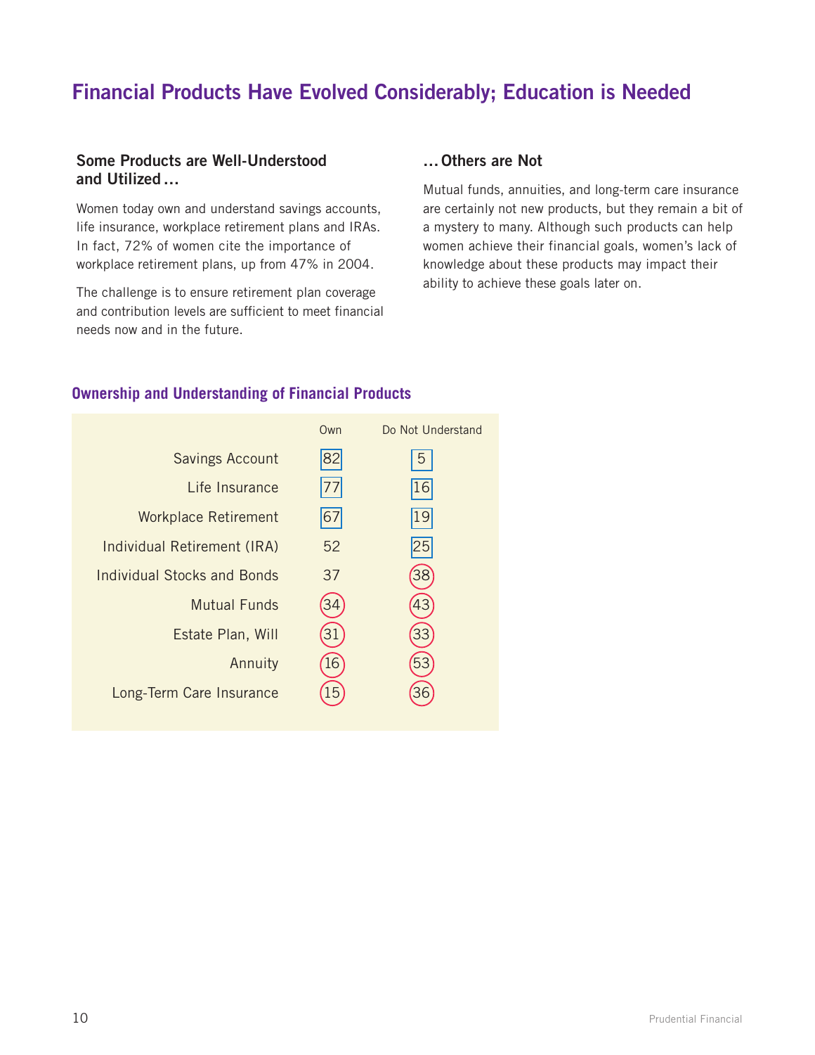# Financial Products Have Evolved Considerably; Education is Needed

### Some Products are Well-Understood and Utilized…

Women today own and understand savings accounts, life insurance, workplace retirement plans and IRAs. In fact, 72% of women cite the importance of workplace retirement plans, up from 47% in 2004.

The challenge is to ensure retirement plan coverage and contribution levels are sufficient to meet financial needs now and in the future.

### …Others are Not

Mutual funds, annuities, and long-term care insurance are certainly not new products, but they remain a bit of a mystery to many. Although such products can help women achieve their financial goals, women's lack of knowledge about these products may impact their ability to achieve these goals later on.

### Ownership and Understanding of Financial Products

| | Own | Do Not Understand |
|---|---|---|
| Savings Account | 82 | 5 |
| Life Insurance | 77 | 16 |
| Workplace Retirement | 67 | 19 |
| Individual Retirement (IRA) | 52 | 25 |
| Individual Stocks and Bonds | 37 | 38 |
| Mutual Funds | 34 | 43 |
| Estate Plan, Will | 31 | 33 |
| Annuity | 16 | 53 |
| Long-Term Care Insurance | 15 | 36 |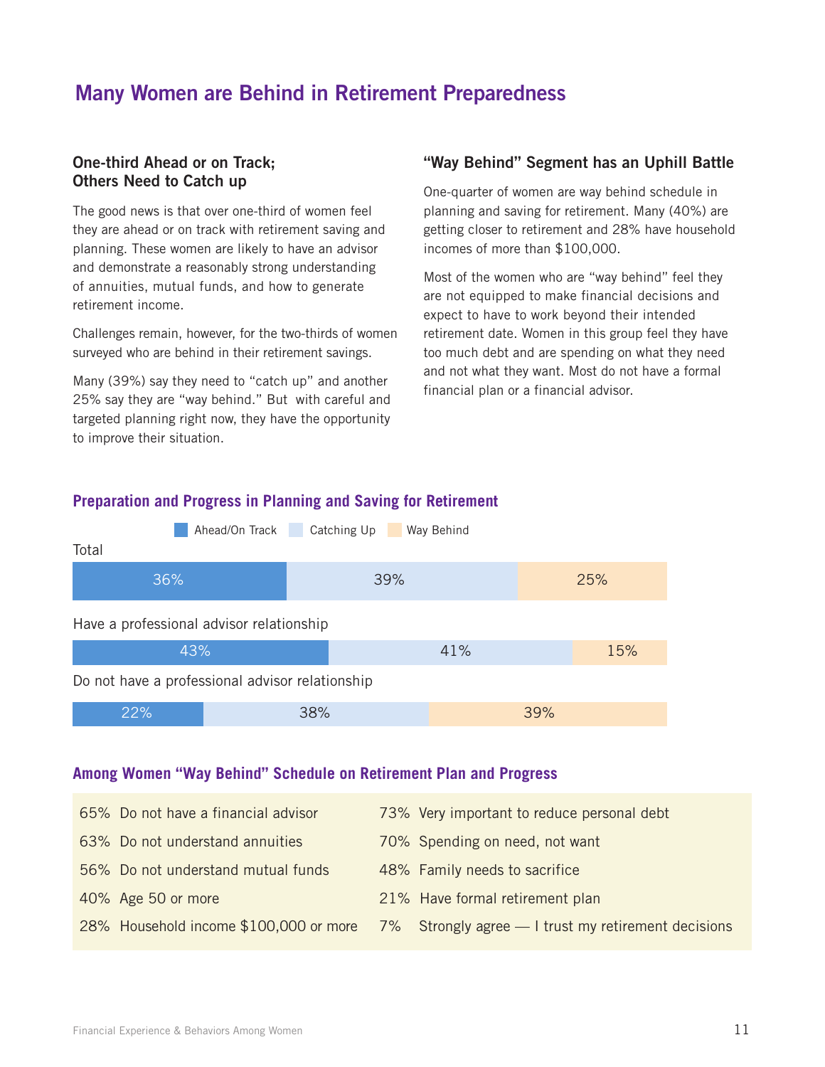# Many Women are Behind in Retirement Preparedness

## One-third Ahead or on Track; Others Need to Catch up

The good news is that over one-third of women feel they are ahead or on track with retirement saving and planning. These women are likely to have an advisor and demonstrate a reasonably strong understanding of annuities, mutual funds, and how to generate retirement income.

Challenges remain, however, for the two-thirds of women surveyed who are behind in their retirement savings.

Many (39%) say they need to "catch up" and another 25% say they are "way behind." But with careful and targeted planning right now, they have the opportunity to improve their situation.

## "Way Behind" Segment has an Uphill Battle

One-quarter of women are way behind schedule in planning and saving for retirement. Many (40%) are getting closer to retirement and 28% have household incomes of more than $100,000.

Most of the women who are "way behind" feel they are not equipped to make financial decisions and expect to have to work beyond their intended retirement date. Women in this group feel they have too much debt and are spending on what they need and not what they want. Most do not have a formal financial plan or a financial advisor.

### Preparation and Progress in Planning and Saving for Retirement

| | Ahead/On Track | Catching Up | Way Behind |
|---|---|---|---|
| Total | 36% | 39% | 25% |
| Have a professional advisor relationship | 43% | 41% | 15% |
| Do not have a professional advisor relationship | 22% | 38% | 39% |

### Among Women "Way Behind" Schedule on Retirement Plan and Progress

| | | | |
|---|---|---|---|
| 65% | Do not have a financial advisor | 73% | Very important to reduce personal debt |
| 63% | Do not understand annuities | 70% | Spending on need, not want |
| 56% | Do not understand mutual funds | 48% | Family needs to sacrifice |
| 40% | Age 50 or more | 21% | Have formal retirement plan |
| 28% | Household income $100,000 or more | 7% | Strongly agree — I trust my retirement decisions |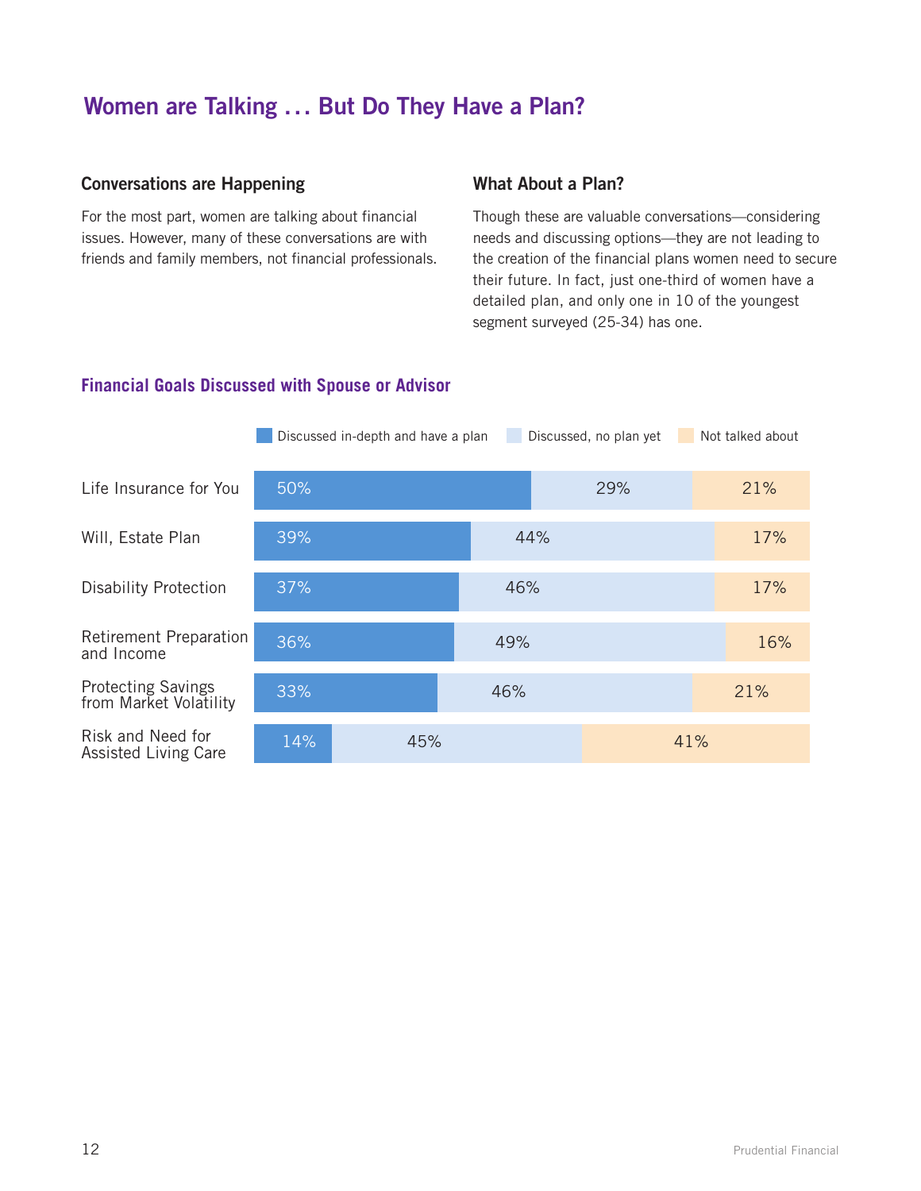# Women are Talking ... But Do They Have a Plan?

### Conversations are Happening

For the most part, women are talking about financial issues. However, many of these conversations are with friends and family members, not financial professionals.

### What About a Plan?

Though these are valuable conversations—considering needs and discussing options—they are not leading to the creation of the financial plans women need to secure their future. In fact, just one-third of women have a detailed plan, and only one in 10 of the youngest segment surveyed (25-34) has one.

### Financial Goals Discussed with Spouse or Advisor

| | Discussed in-depth and have a plan | Discussed, no plan yet | Not talked about |
|---|---|---|---|
| Life Insurance for You | 50% | 29% | 21% |
| Will, Estate Plan | 39% | 44% | 17% |
| Disability Protection | 37% | 46% | 17% |
| Retirement Preparation and Income | 36% | 49% | 16% |
| Protecting Savings from Market Volatility | 33% | 46% | 21% |
| Risk and Need for Assisted Living Care | 14% | 45% | 41% |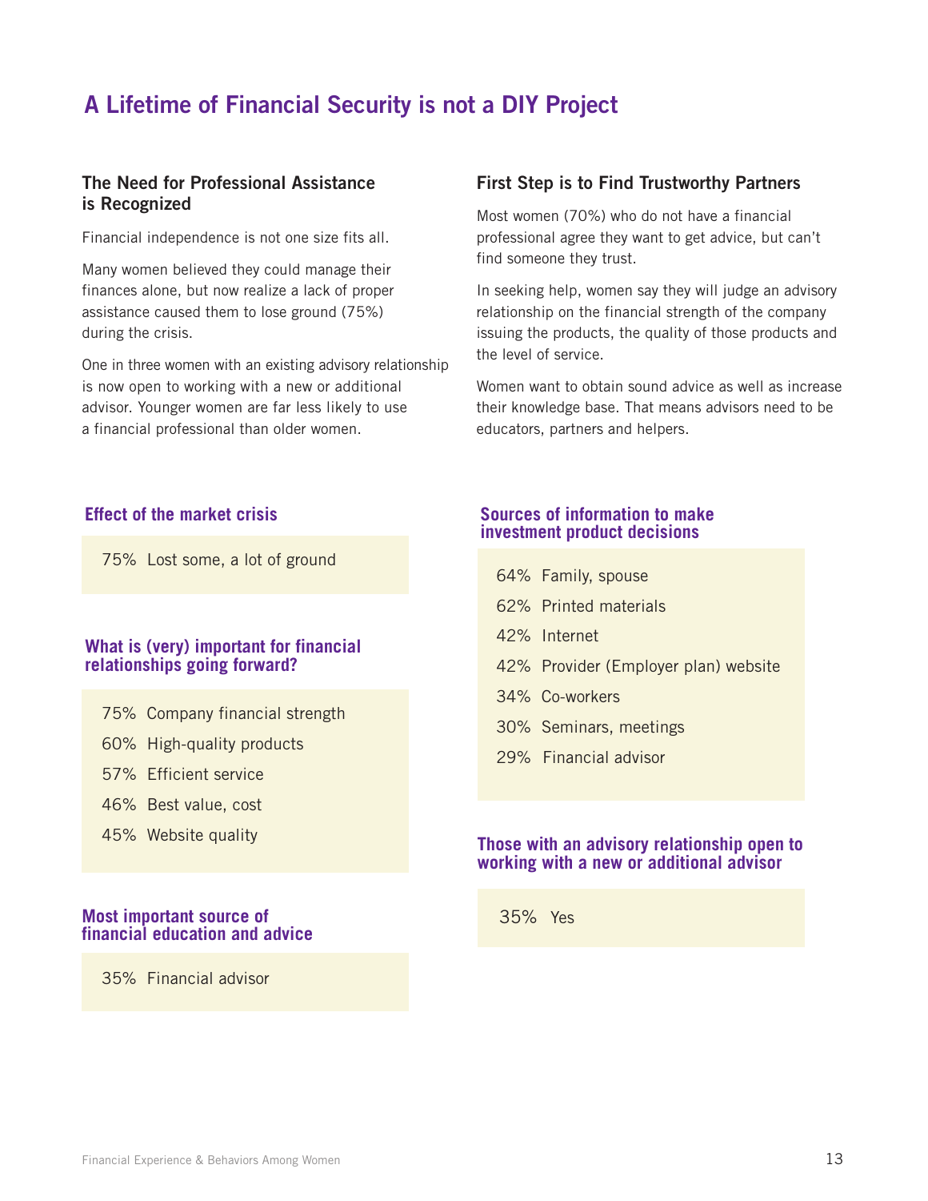# A Lifetime of Financial Security is not a DIY Project

## The Need for Professional Assistance is Recognized

Financial independence is not one size fits all.

Many women believed they could manage their finances alone, but now realize a lack of proper assistance caused them to lose ground (75%) during the crisis.

One in three women with an existing advisory relationship is now open to working with a new or additional advisor. Younger women are far less likely to use a financial professional than older women.

## First Step is to Find Trustworthy Partners

Most women (70%) who do not have a financial professional agree they want to get advice, but can't find someone they trust.

In seeking help, women say they will judge an advisory relationship on the financial strength of the company issuing the products, the quality of those products and the level of service.

Women want to obtain sound advice as well as increase their knowledge base. That means advisors need to be educators, partners and helpers.

### Effect of the market crisis

75% Lost some, a lot of ground

### What is (very) important for financial relationships going forward?

- 75% Company financial strength
- 60% High-quality products
- 57% Efficient service
- 46% Best value, cost
- 45% Website quality

### Most important source of financial education and advice

35% Financial advisor

### Sources of information to make investment product decisions

- 64% Family, spouse
- 62% Printed materials
- 42% Internet
- 42% Provider (Employer plan) website
- 34% Co-workers
- 30% Seminars, meetings
- 29% Financial advisor

### Those with an advisory relationship open to working with a new or additional advisor

35% Yes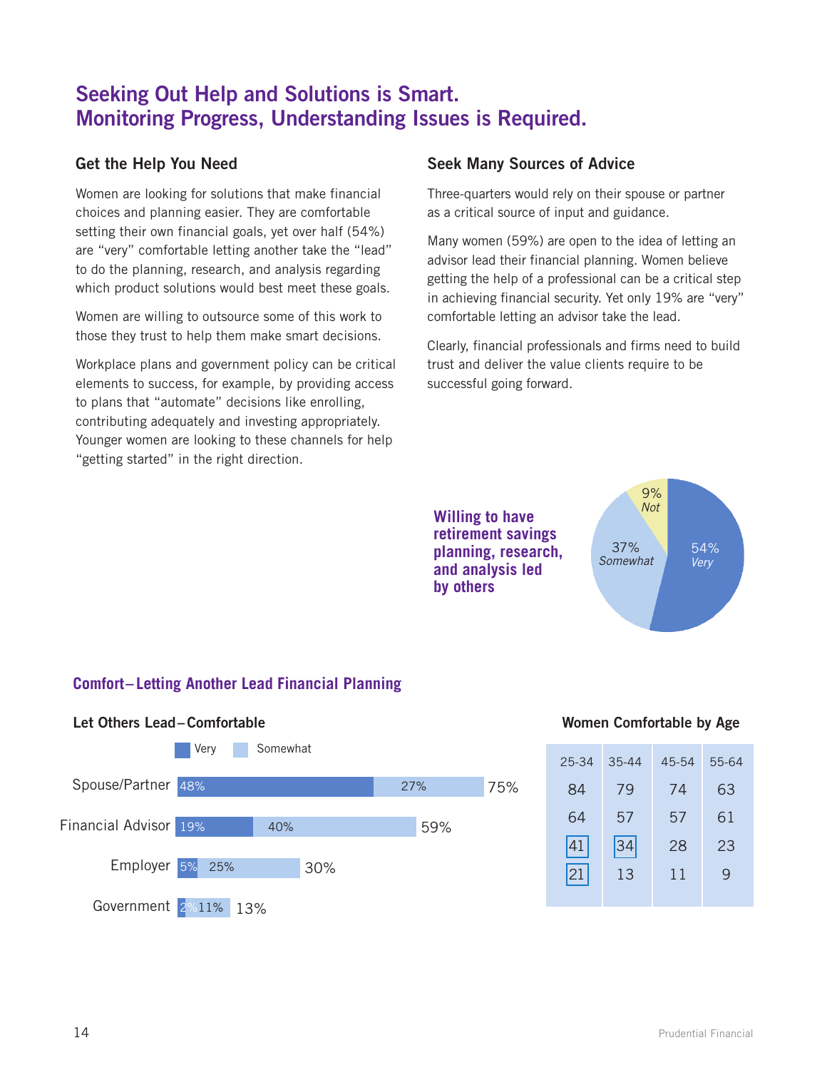# Seeking Out Help and Solutions is Smart. Monitoring Progress, Understanding Issues is Required.

## Get the Help You Need

Women are looking for solutions that make financial choices and planning easier. They are comfortable setting their own financial goals, yet over half (54%) are "very" comfortable letting another take the "lead" to do the planning, research, and analysis regarding which product solutions would best meet these goals.

Women are willing to outsource some of this work to those they trust to help them make smart decisions.

Workplace plans and government policy can be critical elements to success, for example, by providing access to plans that "automate" decisions like enrolling, contributing adequately and investing appropriately. Younger women are looking to these channels for help "getting started" in the right direction.

## Seek Many Sources of Advice

Three-quarters would rely on their spouse or partner as a critical source of input and guidance.

Many women (59%) are open to the idea of letting an advisor lead their financial planning. Women believe getting the help of a professional can be a critical step in achieving financial security. Yet only 19% are "very" comfortable letting an advisor take the lead.

Clearly, financial professionals and firms need to build trust and deliver the value clients require to be successful going forward.

**Willing to have retirement savings planning, research, and analysis led by others**

| Response | Percent |
|---|---|
| Very | 54% |
| Somewhat | 37% |
| Not | 9% |

## Comfort – Letting Another Lead Financial Planning

**Let Others Lead – Comfortable**

| | Very | Somewhat | Total |
|---|---|---|---|
| Spouse/Partner | 48% | 27% | 75% |
| Financial Advisor | 19% | 40% | 59% |
| Employer | 5% | 25% | 30% |
| Government | 2% | 11% | 13% |

**Women Comfortable by Age**

| | 25-34 | 35-44 | 45-54 | 55-64 |
|---|---|---|---|---|
| Spouse/Partner | 84 | 79 | 74 | 63 |
| Financial Advisor | 64 | 57 | 57 | 61 |
| Employer | 41 | 34 | 28 | 23 |
| Government | 21 | 13 | 11 | 9 |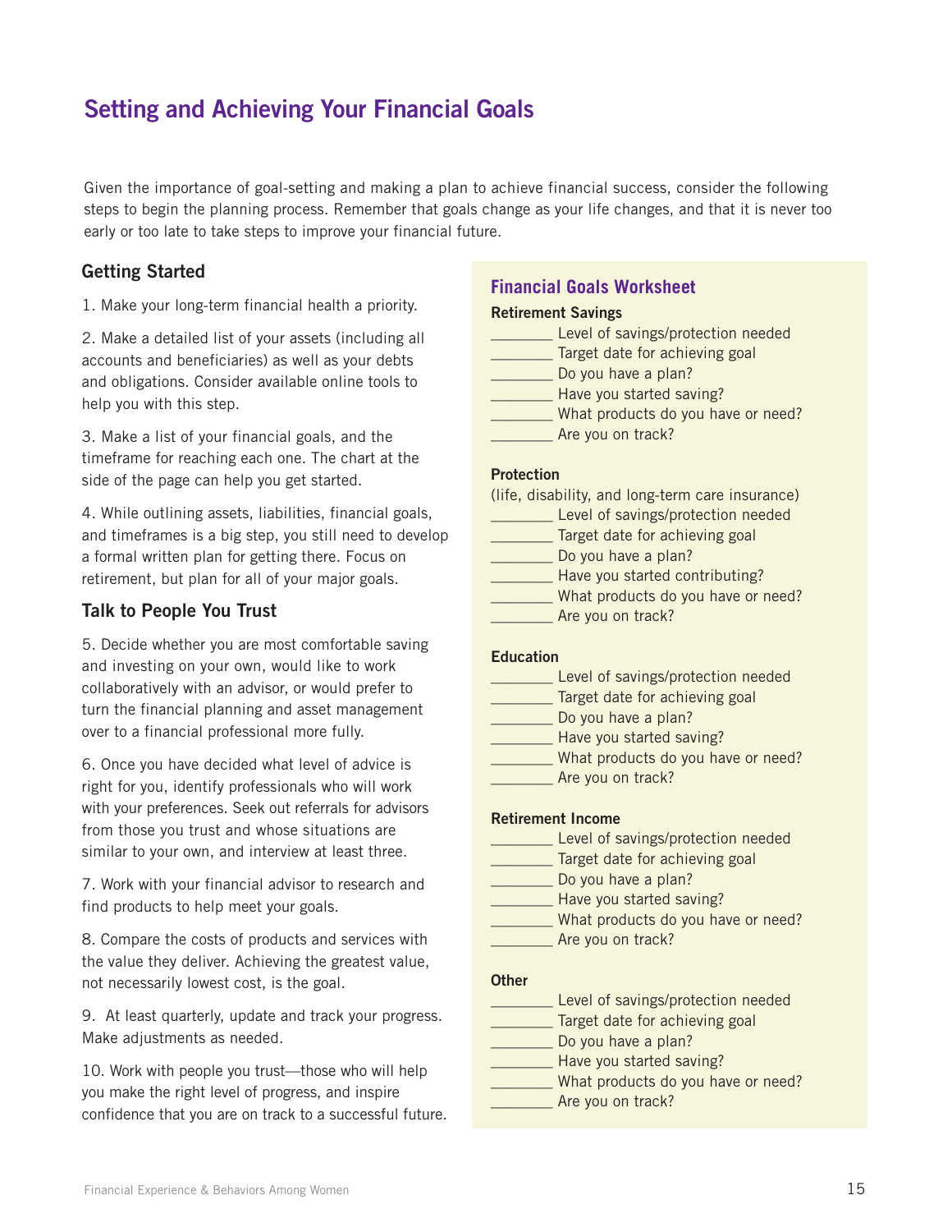# Setting and Achieving Your Financial Goals

Given the importance of goal-setting and making a plan to achieve financial success, consider the following steps to begin the planning process. Remember that goals change as your life changes, and that it is never too early or too late to take steps to improve your financial future.

## Getting Started

1. Make your long-term financial health a priority.

2. Make a detailed list of your assets (including all accounts and beneficiaries) as well as your debts and obligations. Consider available online tools to help you with this step.

3. Make a list of your financial goals, and the timeframe for reaching each one. The chart at the side of the page can help you get started.

4. While outlining assets, liabilities, financial goals, and timeframes is a big step, you still need to develop a formal written plan for getting there. Focus on retirement, but plan for all of your major goals.

## Talk to People You Trust

5. Decide whether you are most comfortable saving and investing on your own, would like to work collaboratively with an advisor, or would prefer to turn the financial planning and asset management over to a financial professional more fully.

6. Once you have decided what level of advice is right for you, identify professionals who will work with your preferences. Seek out referrals for advisors from those you trust and whose situations are similar to your own, and interview at least three.

7. Work with your financial advisor to research and find products to help meet your goals.

8. Compare the costs of products and services with the value they deliver. Achieving the greatest value, not necessarily lowest cost, is the goal.

9. At least quarterly, update and track your progress. Make adjustments as needed.

10. Work with people you trust—those who will help you make the right level of progress, and inspire confidence that you are on track to a successful future.

## Financial Goals Worksheet

**Retirement Savings**

________ Level of savings/protection needed
________ Target date for achieving goal
________ Do you have a plan?
________ Have you started saving?
________ What products do you have or need?
________ Are you on track?

**Protection**

(life, disability, and long-term care insurance)

________ Level of savings/protection needed
________ Target date for achieving goal
________ Do you have a plan?
________ Have you started contributing?
________ What products do you have or need?
________ Are you on track?

**Education**

________ Level of savings/protection needed
________ Target date for achieving goal
________ Do you have a plan?
________ Have you started saving?
________ What products do you have or need?
________ Are you on track?

**Retirement Income**

________ Level of savings/protection needed
________ Target date for achieving goal
________ Do you have a plan?
________ Have you started saving?
________ What products do you have or need?
________ Are you on track?

**Other**

________ Level of savings/protection needed
________ Target date for achieving goal
________ Do you have a plan?
________ Have you started saving?
________ What products do you have or need?
________ Are you on track?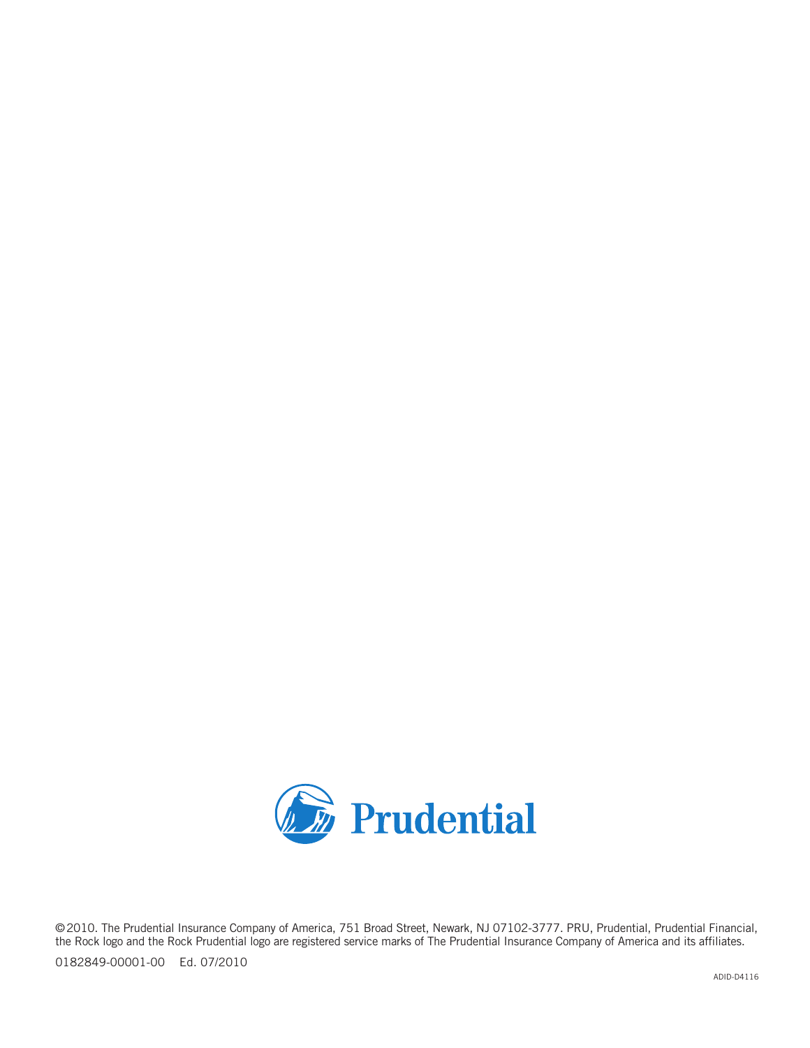Prudential

©2010. The Prudential Insurance Company of America, 751 Broad Street, Newark, NJ 07102-3777. PRU, Prudential, Prudential Financial, the Rock logo and the Rock Prudential logo are registered service marks of The Prudential Insurance Company of America and its affiliates.

0182849-00001-00 Ed. 07/2010

ADID-D4116